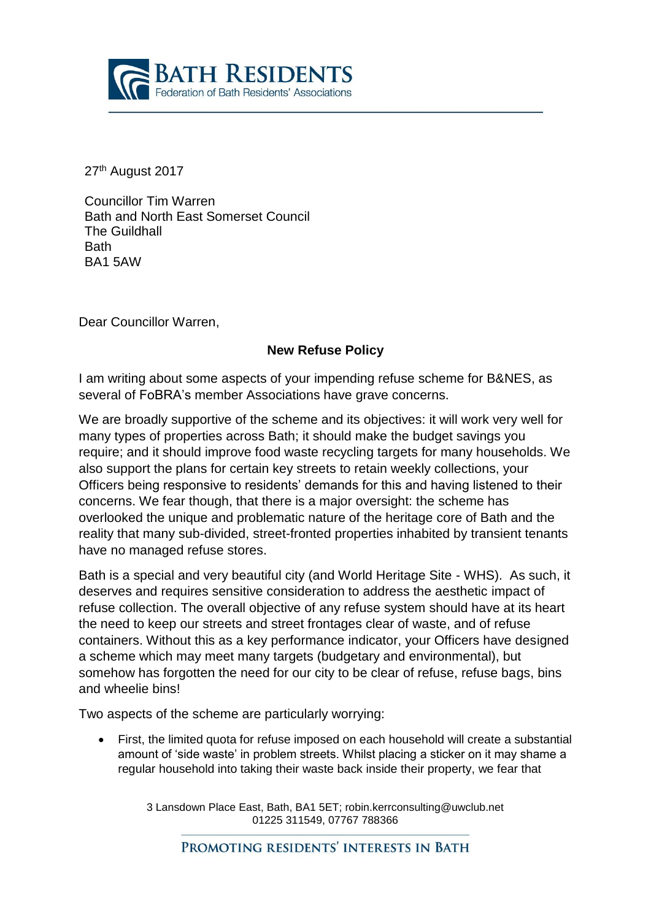**BATH RESIDENTS**
Federation of Bath Residents' Associations

27th August 2017

Councillor Tim Warren
Bath and North East Somerset Council
The Guildhall
Bath
BA1 5AW

Dear Councillor Warren,

**New Refuse Policy**

I am writing about some aspects of your impending refuse scheme for B&NES, as several of FoBRA's member Associations have grave concerns.

We are broadly supportive of the scheme and its objectives: it will work very well for many types of properties across Bath; it should make the budget savings you require; and it should improve food waste recycling targets for many households. We also support the plans for certain key streets to retain weekly collections, your Officers being responsive to residents' demands for this and having listened to their concerns. We fear though, that there is a major oversight: the scheme has overlooked the unique and problematic nature of the heritage core of Bath and the reality that many sub-divided, street-fronted properties inhabited by transient tenants have no managed refuse stores.

Bath is a special and very beautiful city (and World Heritage Site - WHS). As such, it deserves and requires sensitive consideration to address the aesthetic impact of refuse collection. The overall objective of any refuse system should have at its heart the need to keep our streets and street frontages clear of waste, and of refuse containers. Without this as a key performance indicator, your Officers have designed a scheme which may meet many targets (budgetary and environmental), but somehow has forgotten the need for our city to be clear of refuse, refuse bags, bins and wheelie bins!

Two aspects of the scheme are particularly worrying:

- First, the limited quota for refuse imposed on each household will create a substantial amount of 'side waste' in problem streets. Whilst placing a sticker on it may shame a regular household into taking their waste back inside their property, we fear that

3 Lansdown Place East, Bath, BA1 5ET; robin.kerrconsulting@uwclub.net
01225 311549, 07767 788366

PROMOTING RESIDENTS' INTERESTS IN BATH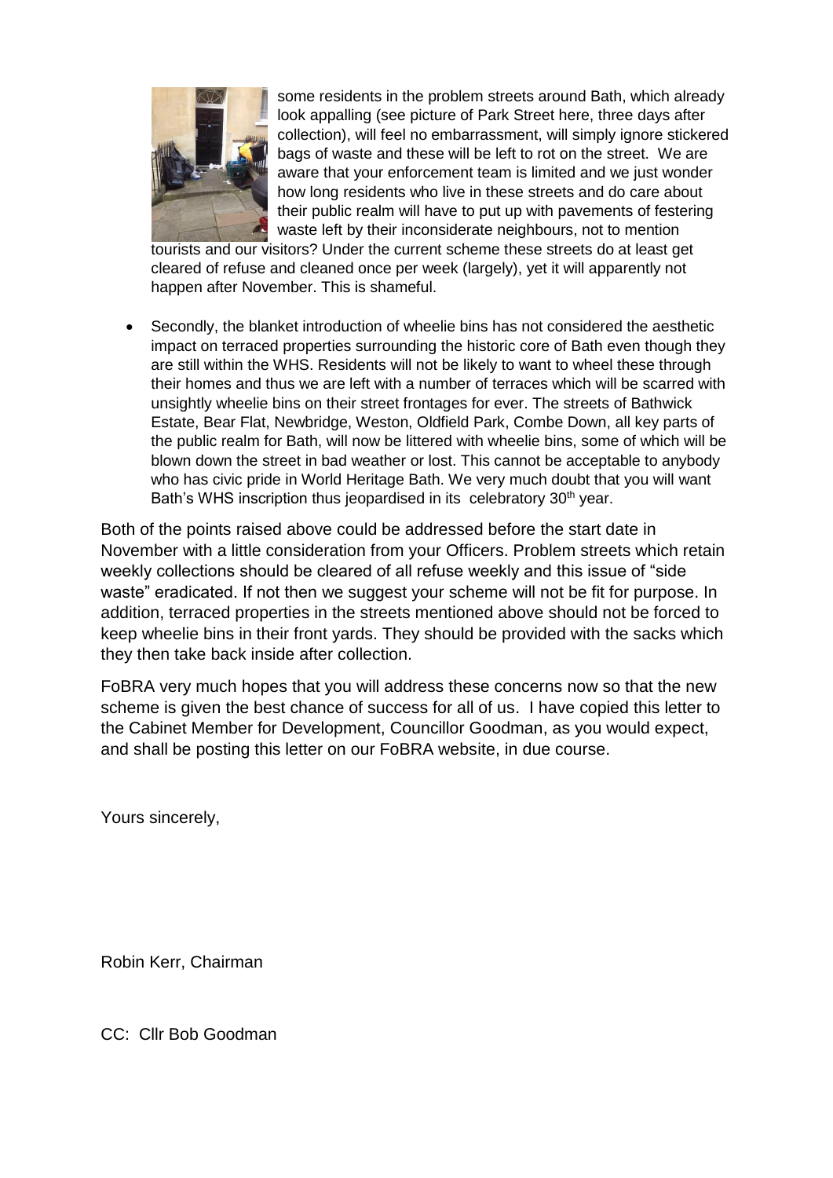some residents in the problem streets around Bath, which already look appalling (see picture of Park Street here, three days after collection), will feel no embarrassment, will simply ignore stickered bags of waste and these will be left to rot on the street. We are aware that your enforcement team is limited and we just wonder how long residents who live in these streets and do care about their public realm will have to put up with pavements of festering waste left by their inconsiderate neighbours, not to mention tourists and our visitors? Under the current scheme these streets do at least get cleared of refuse and cleaned once per week (largely), yet it will apparently not happen after November. This is shameful.

- Secondly, the blanket introduction of wheelie bins has not considered the aesthetic impact on terraced properties surrounding the historic core of Bath even though they are still within the WHS. Residents will not be likely to want to wheel these through their homes and thus we are left with a number of terraces which will be scarred with unsightly wheelie bins on their street frontages for ever. The streets of Bathwick Estate, Bear Flat, Newbridge, Weston, Oldfield Park, Combe Down, all key parts of the public realm for Bath, will now be littered with wheelie bins, some of which will be blown down the street in bad weather or lost. This cannot be acceptable to anybody who has civic pride in World Heritage Bath. We very much doubt that you will want Bath's WHS inscription thus jeopardised in its celebratory 30th year.

Both of the points raised above could be addressed before the start date in November with a little consideration from your Officers. Problem streets which retain weekly collections should be cleared of all refuse weekly and this issue of "side waste" eradicated. If not then we suggest your scheme will not be fit for purpose. In addition, terraced properties in the streets mentioned above should not be forced to keep wheelie bins in their front yards. They should be provided with the sacks which they then take back inside after collection.

FoBRA very much hopes that you will address these concerns now so that the new scheme is given the best chance of success for all of us. I have copied this letter to the Cabinet Member for Development, Councillor Goodman, as you would expect, and shall be posting this letter on our FoBRA website, in due course.

Yours sincerely,

Robin Kerr, Chairman

CC: Cllr Bob Goodman